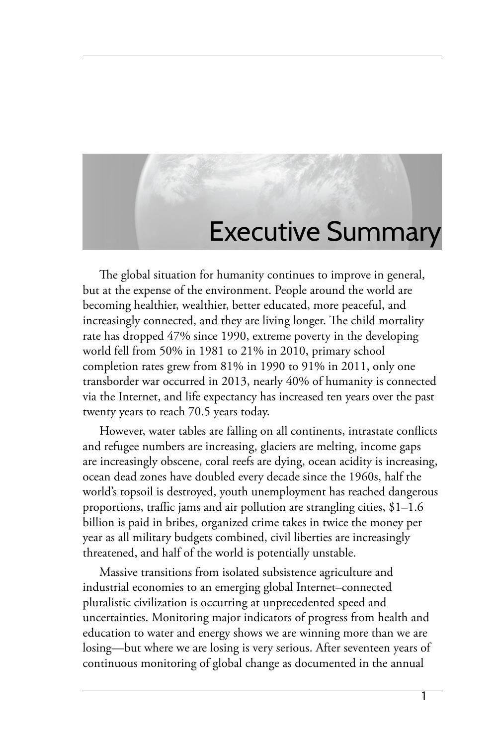# Executive Summary

The global situation for humanity continues to improve in general, but at the expense of the environment. People around the world are becoming healthier, wealthier, better educated, more peaceful, and increasingly connected, and they are living longer. The child mortality rate has dropped 47% since 1990, extreme poverty in the developing world fell from 50% in 1981 to 21% in 2010, primary school completion rates grew from 81% in 1990 to 91% in 2011, only one transborder war occurred in 2013, nearly 40% of humanity is connected via the Internet, and life expectancy has increased ten years over the past twenty years to reach 70.5 years today.

However, water tables are falling on all continents, intrastate conflicts and refugee numbers are increasing, glaciers are melting, income gaps are increasingly obscene, coral reefs are dying, ocean acidity is increasing, ocean dead zones have doubled every decade since the 1960s, half the world's topsoil is destroyed, youth unemployment has reached dangerous proportions, traffic jams and air pollution are strangling cities, $1–1.6 billion is paid in bribes, organized crime takes in twice the money per year as all military budgets combined, civil liberties are increasingly threatened, and half of the world is potentially unstable.

Massive transitions from isolated subsistence agriculture and industrial economies to an emerging global Internet–connected pluralistic civilization is occurring at unprecedented speed and uncertainties. Monitoring major indicators of progress from health and education to water and energy shows we are winning more than we are losing—but where we are losing is very serious. After seventeen years of continuous monitoring of global change as documented in the annual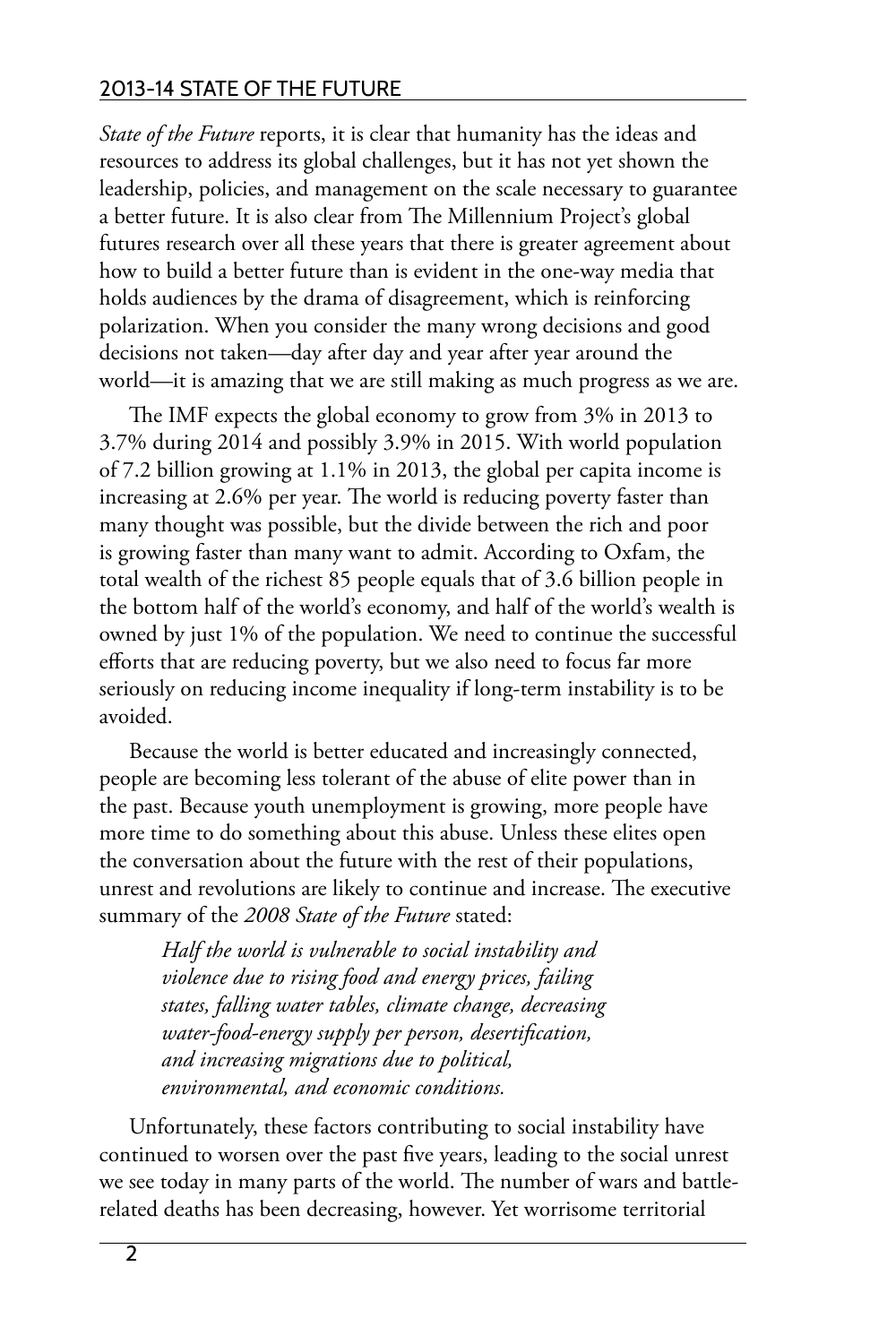*State of the Future* reports, it is clear that humanity has the ideas and resources to address its global challenges, but it has not yet shown the leadership, policies, and management on the scale necessary to guarantee a better future. It is also clear from The Millennium Project's global futures research over all these years that there is greater agreement about how to build a better future than is evident in the one-way media that holds audiences by the drama of disagreement, which is reinforcing polarization. When you consider the many wrong decisions and good decisions not taken—day after day and year after year around the world—it is amazing that we are still making as much progress as we are.

The IMF expects the global economy to grow from 3% in 2013 to 3.7% during 2014 and possibly 3.9% in 2015. With world population of 7.2 billion growing at 1.1% in 2013, the global per capita income is increasing at 2.6% per year. The world is reducing poverty faster than many thought was possible, but the divide between the rich and poor is growing faster than many want to admit. According to Oxfam, the total wealth of the richest 85 people equals that of 3.6 billion people in the bottom half of the world's economy, and half of the world's wealth is owned by just 1% of the population. We need to continue the successful efforts that are reducing poverty, but we also need to focus far more seriously on reducing income inequality if long-term instability is to be avoided.

Because the world is better educated and increasingly connected, people are becoming less tolerant of the abuse of elite power than in the past. Because youth unemployment is growing, more people have more time to do something about this abuse. Unless these elites open the conversation about the future with the rest of their populations, unrest and revolutions are likely to continue and increase. The executive summary of the *2008 State of the Future* stated:

> *Half the world is vulnerable to social instability and violence due to rising food and energy prices, failing states, falling water tables, climate change, decreasing water-food-energy supply per person, desertification, and increasing migrations due to political, environmental, and economic conditions.*

Unfortunately, these factors contributing to social instability have continued to worsen over the past five years, leading to the social unrest we see today in many parts of the world. The number of wars and battle-related deaths has been decreasing, however. Yet worrisome territorial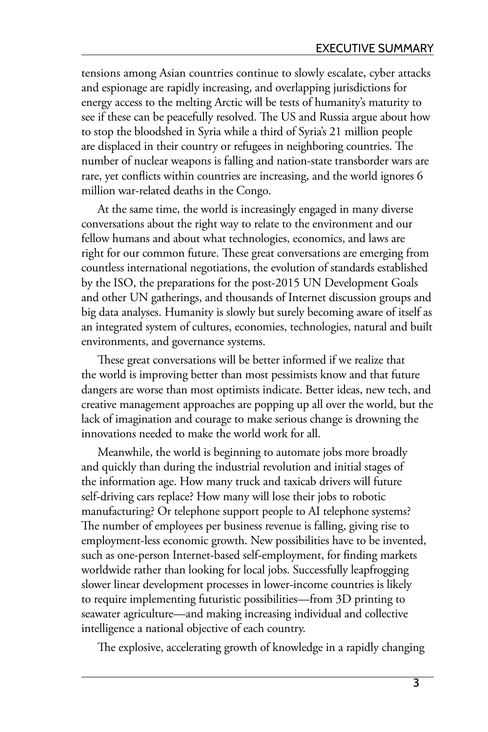tensions among Asian countries continue to slowly escalate, cyber attacks and espionage are rapidly increasing, and overlapping jurisdictions for energy access to the melting Arctic will be tests of humanity's maturity to see if these can be peacefully resolved. The US and Russia argue about how to stop the bloodshed in Syria while a third of Syria's 21 million people are displaced in their country or refugees in neighboring countries. The number of nuclear weapons is falling and nation-state transborder wars are rare, yet conflicts within countries are increasing, and the world ignores 6 million war-related deaths in the Congo.

At the same time, the world is increasingly engaged in many diverse conversations about the right way to relate to the environment and our fellow humans and about what technologies, economics, and laws are right for our common future. These great conversations are emerging from countless international negotiations, the evolution of standards established by the ISO, the preparations for the post-2015 UN Development Goals and other UN gatherings, and thousands of Internet discussion groups and big data analyses. Humanity is slowly but surely becoming aware of itself as an integrated system of cultures, economies, technologies, natural and built environments, and governance systems.

These great conversations will be better informed if we realize that the world is improving better than most pessimists know and that future dangers are worse than most optimists indicate. Better ideas, new tech, and creative management approaches are popping up all over the world, but the lack of imagination and courage to make serious change is drowning the innovations needed to make the world work for all.

Meanwhile, the world is beginning to automate jobs more broadly and quickly than during the industrial revolution and initial stages of the information age. How many truck and taxicab drivers will future self-driving cars replace? How many will lose their jobs to robotic manufacturing? Or telephone support people to AI telephone systems? The number of employees per business revenue is falling, giving rise to employment-less economic growth. New possibilities have to be invented, such as one-person Internet-based self-employment, for finding markets worldwide rather than looking for local jobs. Successfully leapfrogging slower linear development processes in lower-income countries is likely to require implementing futuristic possibilities—from 3D printing to seawater agriculture—and making increasing individual and collective intelligence a national objective of each country.

The explosive, accelerating growth of knowledge in a rapidly changing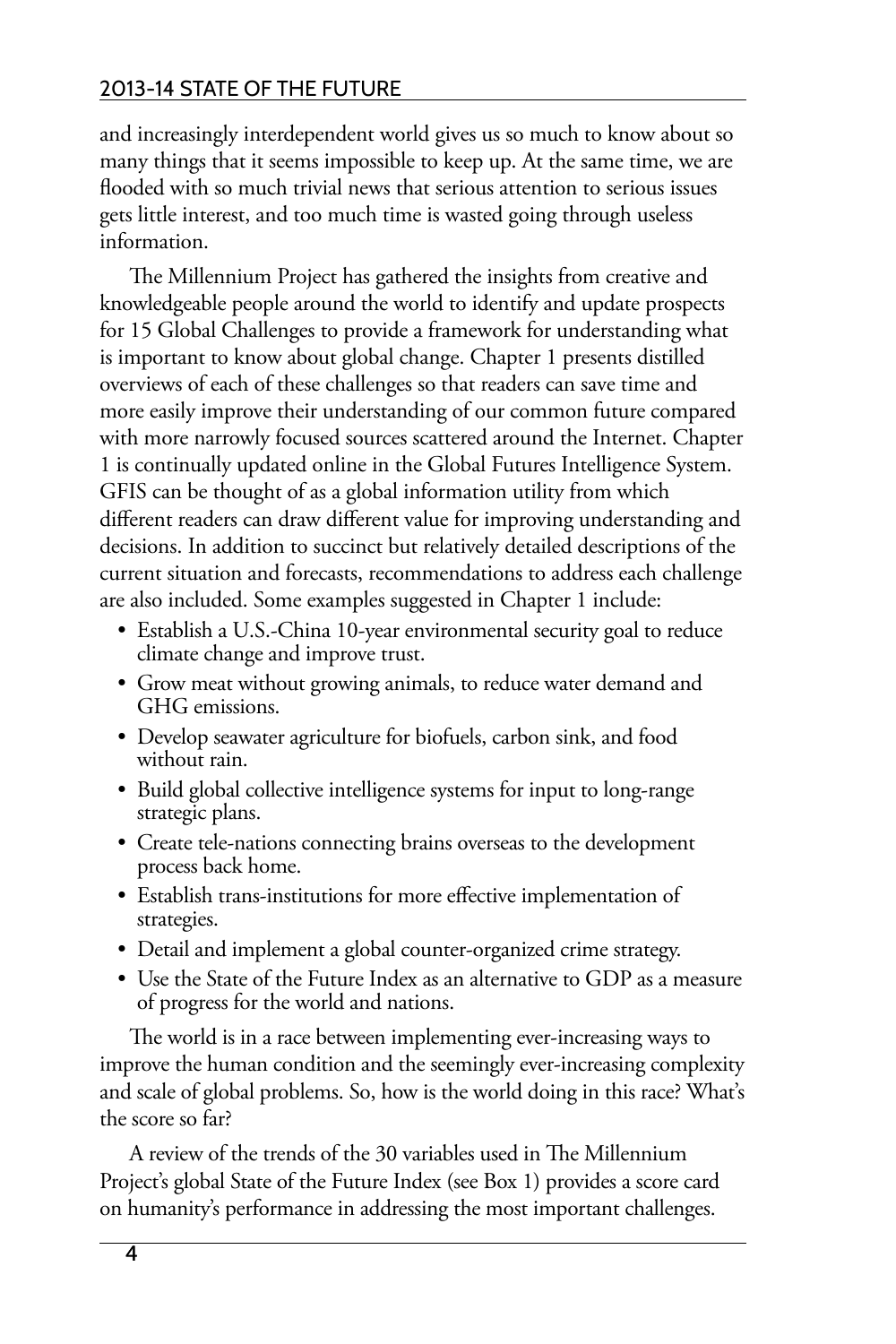and increasingly interdependent world gives us so much to know about so many things that it seems impossible to keep up. At the same time, we are flooded with so much trivial news that serious attention to serious issues gets little interest, and too much time is wasted going through useless information.

The Millennium Project has gathered the insights from creative and knowledgeable people around the world to identify and update prospects for 15 Global Challenges to provide a framework for understanding what is important to know about global change. Chapter 1 presents distilled overviews of each of these challenges so that readers can save time and more easily improve their understanding of our common future compared with more narrowly focused sources scattered around the Internet. Chapter 1 is continually updated online in the Global Futures Intelligence System. GFIS can be thought of as a global information utility from which different readers can draw different value for improving understanding and decisions. In addition to succinct but relatively detailed descriptions of the current situation and forecasts, recommendations to address each challenge are also included. Some examples suggested in Chapter 1 include:

- Establish a U.S.-China 10-year environmental security goal to reduce climate change and improve trust.
- Grow meat without growing animals, to reduce water demand and GHG emissions.
- Develop seawater agriculture for biofuels, carbon sink, and food without rain.
- Build global collective intelligence systems for input to long-range strategic plans.
- Create tele-nations connecting brains overseas to the development process back home.
- Establish trans-institutions for more effective implementation of strategies.
- Detail and implement a global counter-organized crime strategy.
- Use the State of the Future Index as an alternative to GDP as a measure of progress for the world and nations.

The world is in a race between implementing ever-increasing ways to improve the human condition and the seemingly ever-increasing complexity and scale of global problems. So, how is the world doing in this race? What's the score so far?

A review of the trends of the 30 variables used in The Millennium Project's global State of the Future Index (see Box 1) provides a score card on humanity's performance in addressing the most important challenges.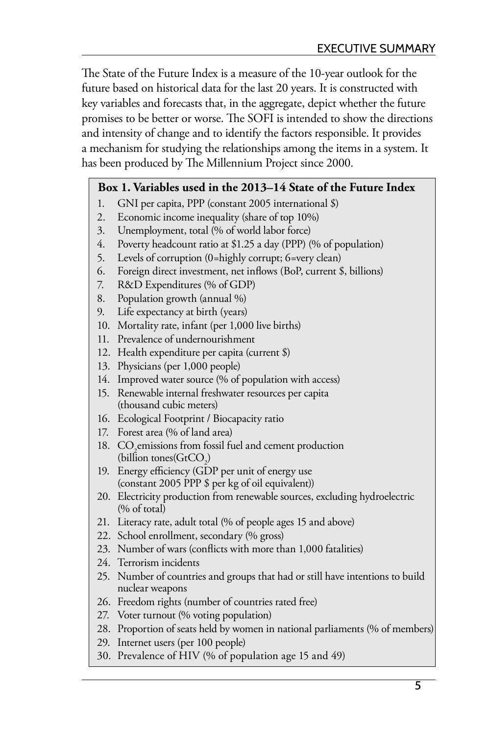The State of the Future Index is a measure of the 10-year outlook for the future based on historical data for the last 20 years. It is constructed with key variables and forecasts that, in the aggregate, depict whether the future promises to be better or worse. The SOFI is intended to show the directions and intensity of change and to identify the factors responsible. It provides a mechanism for studying the relationships among the items in a system. It has been produced by The Millennium Project since 2000.

**Box 1. Variables used in the 2013–14 State of the Future Index**

1. GNI per capita, PPP (constant 2005 international $)
2. Economic income inequality (share of top 10%)
3. Unemployment, total (% of world labor force)
4. Poverty headcount ratio at $1.25 a day (PPP) (% of population)
5. Levels of corruption (0=highly corrupt; 6=very clean)
6. Foreign direct investment, net inflows (BoP, current $, billions)
7. R&D Expenditures (% of GDP)
8. Population growth (annual %)
9. Life expectancy at birth (years)
10. Mortality rate, infant (per 1,000 live births)
11. Prevalence of undernourishment
12. Health expenditure per capita (current $)
13. Physicians (per 1,000 people)
14. Improved water source (% of population with access)
15. Renewable internal freshwater resources per capita (thousand cubic meters)
16. Ecological Footprint / Biocapacity ratio
17. Forest area (% of land area)
18. $CO_2$ emissions from fossil fuel and cement production (billion tones($GtCO_2$)
19. Energy efficiency (GDP per unit of energy use (constant 2005 PPP $ per kg of oil equivalent))
20. Electricity production from renewable sources, excluding hydroelectric (% of total)
21. Literacy rate, adult total (% of people ages 15 and above)
22. School enrollment, secondary (% gross)
23. Number of wars (conflicts with more than 1,000 fatalities)
24. Terrorism incidents
25. Number of countries and groups that had or still have intentions to build nuclear weapons
26. Freedom rights (number of countries rated free)
27. Voter turnout (% voting population)
28. Proportion of seats held by women in national parliaments (% of members)
29. Internet users (per 100 people)
30. Prevalence of HIV (% of population age 15 and 49)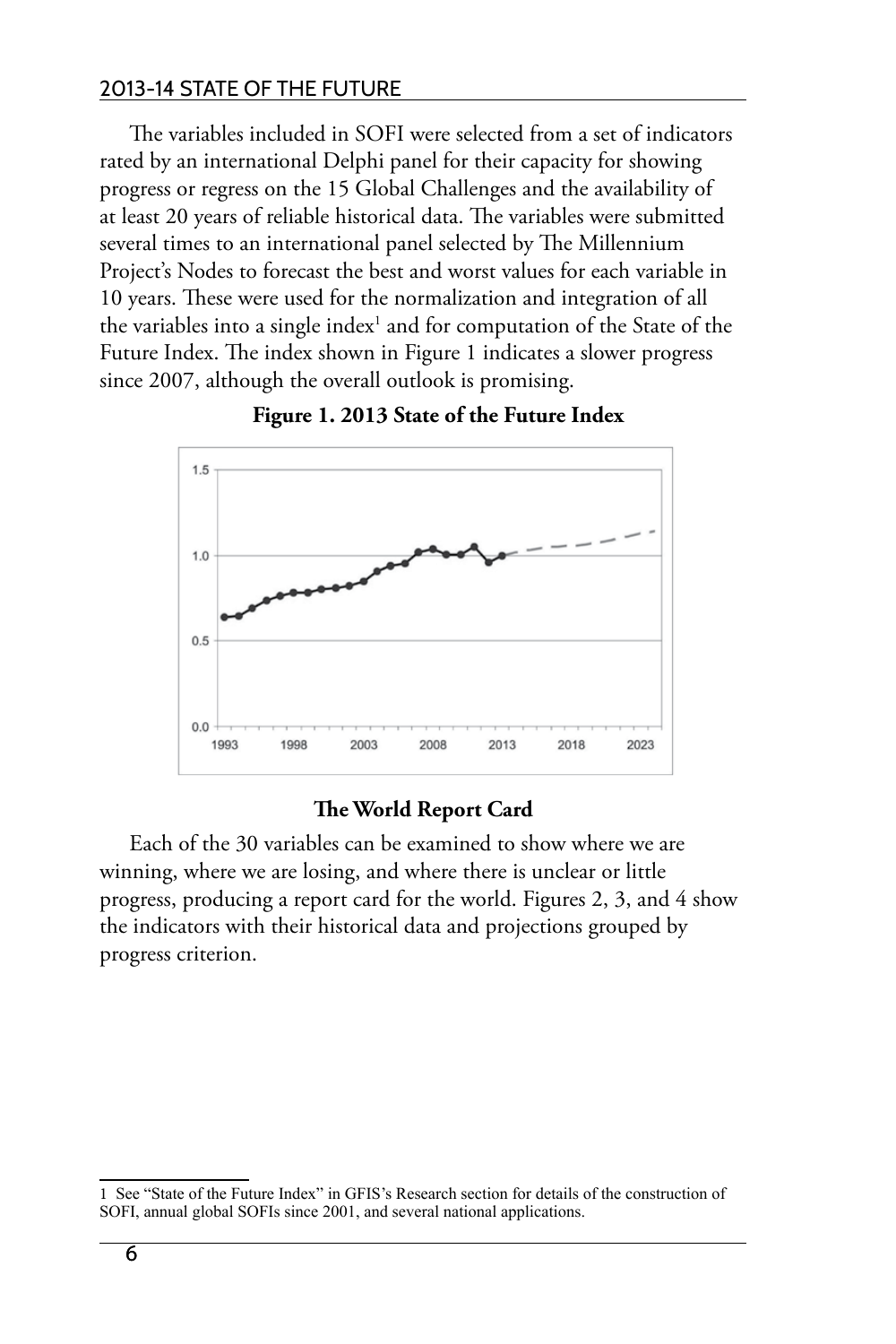The variables included in SOFI were selected from a set of indicators rated by an international Delphi panel for their capacity for showing progress or regress on the 15 Global Challenges and the availability of at least 20 years of reliable historical data. The variables were submitted several times to an international panel selected by The Millennium Project's Nodes to forecast the best and worst values for each variable in 10 years. These were used for the normalization and integration of all the variables into a single index[1] and for computation of the State of the Future Index. The index shown in Figure 1 indicates a slower progress since 2007, although the overall outlook is promising.

**Figure 1. 2013 State of the Future Index**

## The World Report Card

Each of the 30 variables can be examined to show where we are winning, where we are losing, and where there is unclear or little progress, producing a report card for the world. Figures 2, 3, and 4 show the indicators with their historical data and projections grouped by progress criterion.

---

1 See "State of the Future Index" in GFIS's Research section for details of the construction of SOFI, annual global SOFIs since 2001, and several national applications.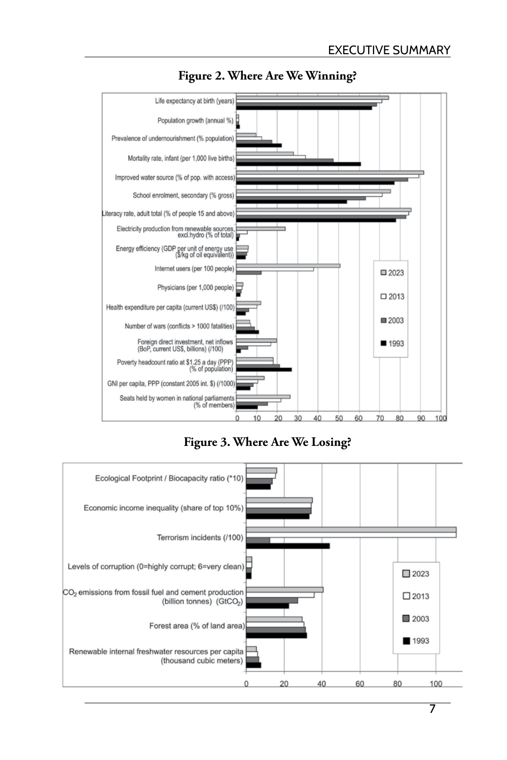**Figure 2. Where Are We Winning?**

**Figure 3. Where Are We Losing?**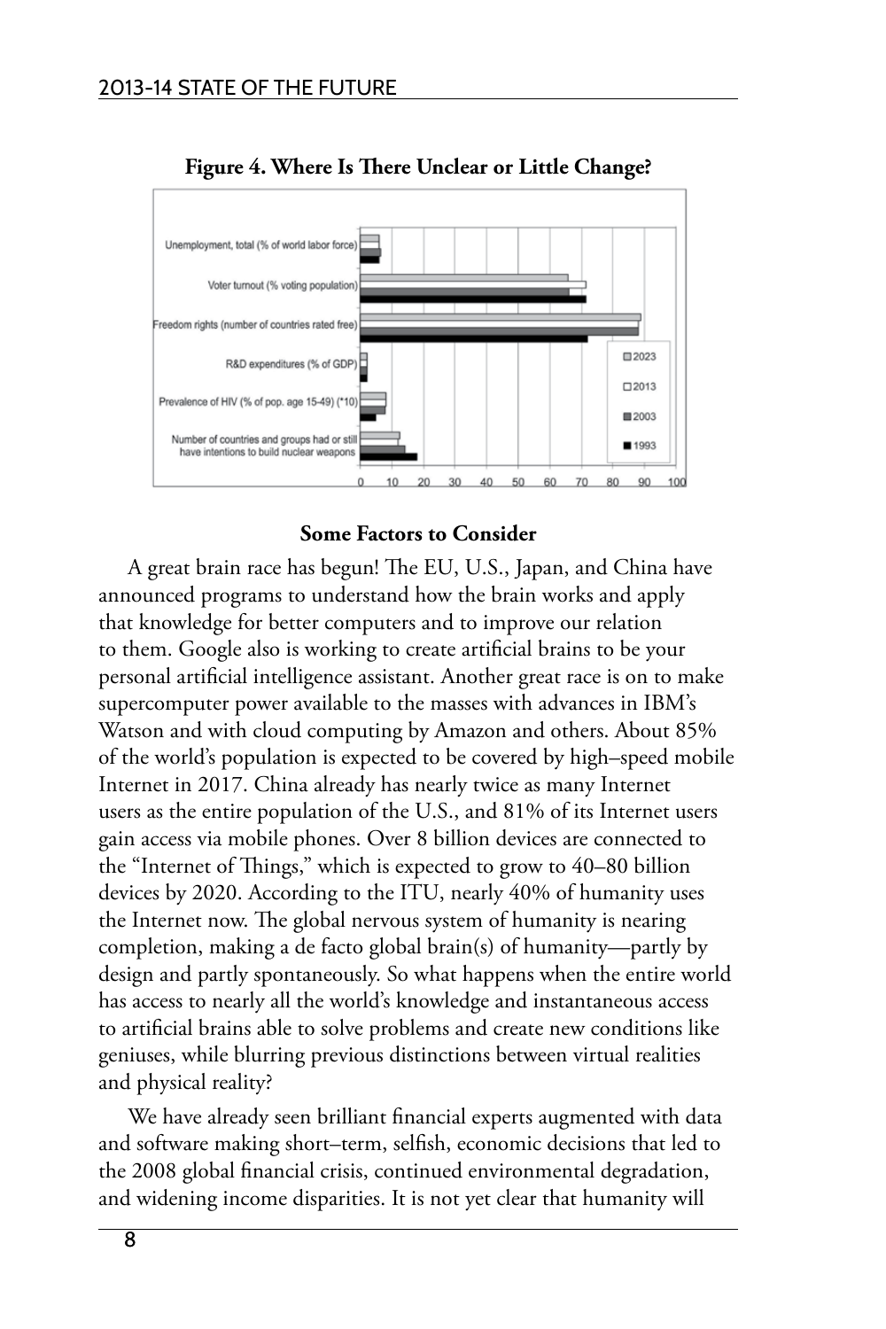**Figure 4. Where Is There Unclear or Little Change?**

Unemployment, total (% of world labor force)

Voter turnout (% voting population)

Freedom rights (number of countries rated free)

R&D expenditures (% of GDP)

Prevalence of HIV (% of pop. age 15-49) (*10)

Number of countries and groups had or still have intentions to build nuclear weapons

2023 2013 2003 1993

0 10 20 30 40 50 60 70 80 90 100

**Some Factors to Consider**

A great brain race has begun! The EU, U.S., Japan, and China have announced programs to understand how the brain works and apply that knowledge for better computers and to improve our relation to them. Google also is working to create artificial brains to be your personal artificial intelligence assistant. Another great race is on to make supercomputer power available to the masses with advances in IBM's Watson and with cloud computing by Amazon and others. About 85% of the world's population is expected to be covered by high–speed mobile Internet in 2017. China already has nearly twice as many Internet users as the entire population of the U.S., and 81% of its Internet users gain access via mobile phones. Over 8 billion devices are connected to the "Internet of Things," which is expected to grow to 40–80 billion devices by 2020. According to the ITU, nearly 40% of humanity uses the Internet now. The global nervous system of humanity is nearing completion, making a de facto global brain(s) of humanity—partly by design and partly spontaneously. So what happens when the entire world has access to nearly all the world's knowledge and instantaneous access to artificial brains able to solve problems and create new conditions like geniuses, while blurring previous distinctions between virtual realities and physical reality?

We have already seen brilliant financial experts augmented with data and software making short–term, selfish, economic decisions that led to the 2008 global financial crisis, continued environmental degradation, and widening income disparities. It is not yet clear that humanity will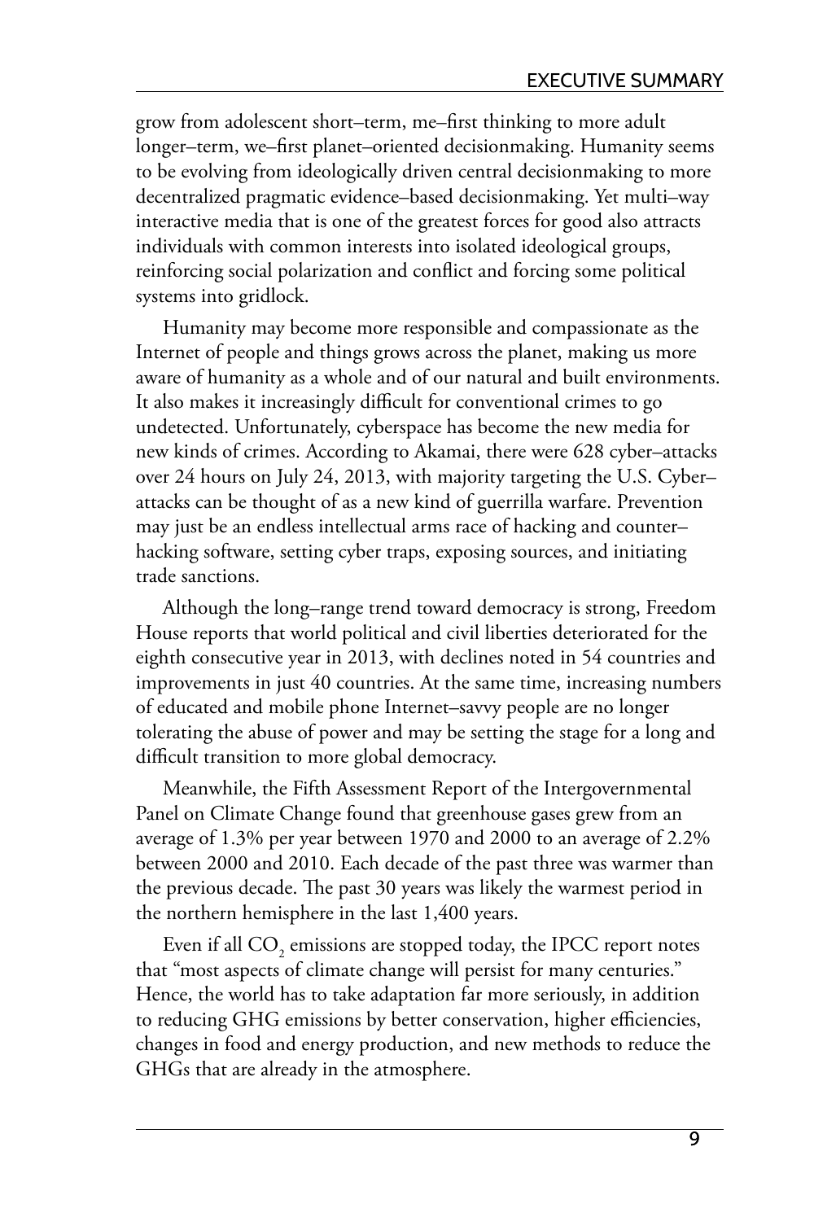grow from adolescent short–term, me–first thinking to more adult longer–term, we–first planet–oriented decisionmaking. Humanity seems to be evolving from ideologically driven central decisionmaking to more decentralized pragmatic evidence–based decisionmaking. Yet multi–way interactive media that is one of the greatest forces for good also attracts individuals with common interests into isolated ideological groups, reinforcing social polarization and conflict and forcing some political systems into gridlock.

Humanity may become more responsible and compassionate as the Internet of people and things grows across the planet, making us more aware of humanity as a whole and of our natural and built environments. It also makes it increasingly difficult for conventional crimes to go undetected. Unfortunately, cyberspace has become the new media for new kinds of crimes. According to Akamai, there were 628 cyber–attacks over 24 hours on July 24, 2013, with majority targeting the U.S. Cyber–attacks can be thought of as a new kind of guerrilla warfare. Prevention may just be an endless intellectual arms race of hacking and counter–hacking software, setting cyber traps, exposing sources, and initiating trade sanctions.

Although the long–range trend toward democracy is strong, Freedom House reports that world political and civil liberties deteriorated for the eighth consecutive year in 2013, with declines noted in 54 countries and improvements in just 40 countries. At the same time, increasing numbers of educated and mobile phone Internet–savvy people are no longer tolerating the abuse of power and may be setting the stage for a long and difficult transition to more global democracy.

Meanwhile, the Fifth Assessment Report of the Intergovernmental Panel on Climate Change found that greenhouse gases grew from an average of 1.3% per year between 1970 and 2000 to an average of 2.2% between 2000 and 2010. Each decade of the past three was warmer than the previous decade. The past 30 years was likely the warmest period in the northern hemisphere in the last 1,400 years.

Even if all $CO_2$ emissions are stopped today, the IPCC report notes that "most aspects of climate change will persist for many centuries." Hence, the world has to take adaptation far more seriously, in addition to reducing GHG emissions by better conservation, higher efficiencies, changes in food and energy production, and new methods to reduce the GHGs that are already in the atmosphere.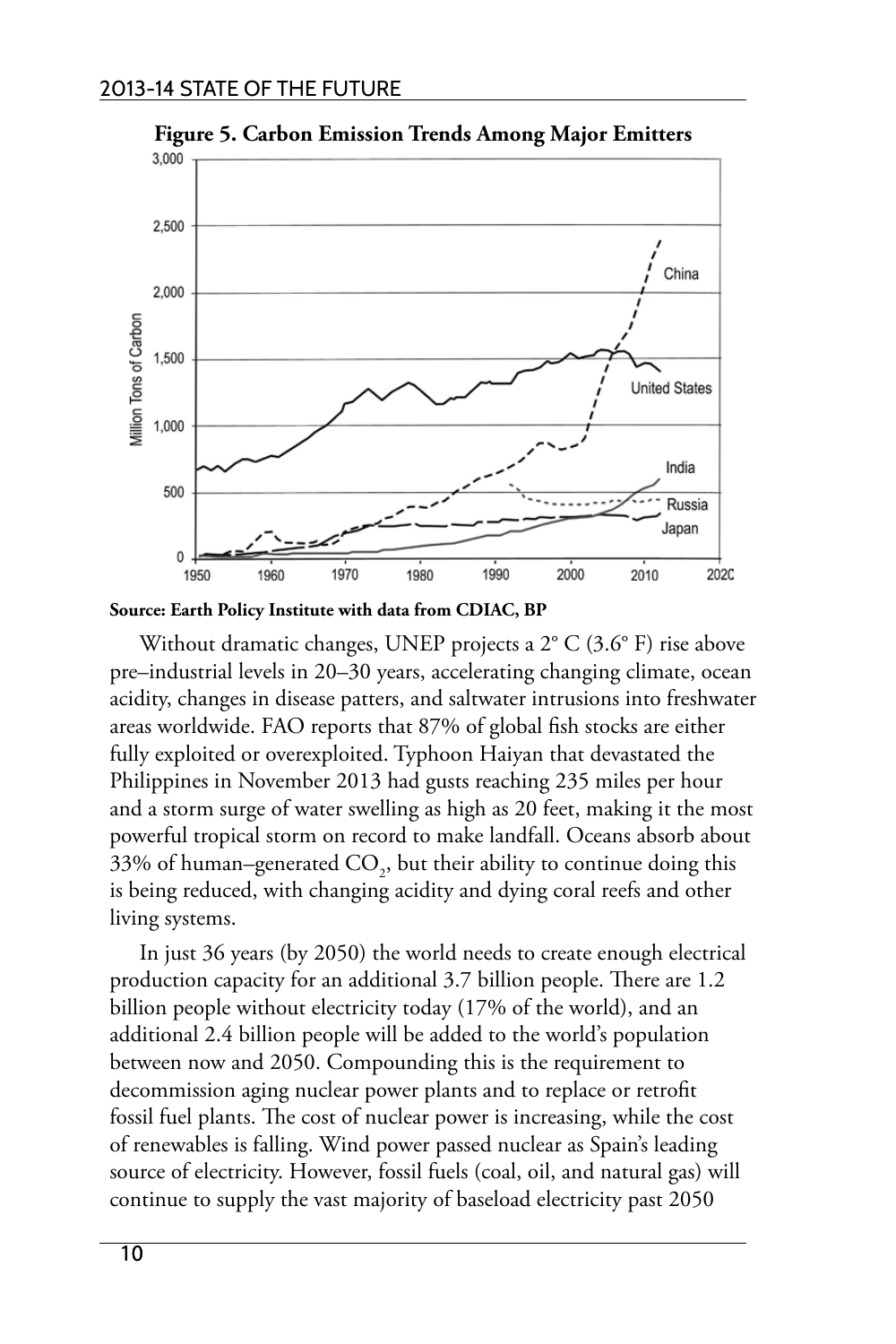**Figure 5. Carbon Emission Trends Among Major Emitters**

**Source: Earth Policy Institute with data from CDIAC, BP**

Without dramatic changes, UNEP projects a 2° C (3.6° F) rise above pre–industrial levels in 20–30 years, accelerating changing climate, ocean acidity, changes in disease patters, and saltwater intrusions into freshwater areas worldwide. FAO reports that 87% of global fish stocks are either fully exploited or overexploited. Typhoon Haiyan that devastated the Philippines in November 2013 had gusts reaching 235 miles per hour and a storm surge of water swelling as high as 20 feet, making it the most powerful tropical storm on record to make landfall. Oceans absorb about 33% of human–generated $CO_2$, but their ability to continue doing this is being reduced, with changing acidity and dying coral reefs and other living systems.

In just 36 years (by 2050) the world needs to create enough electrical production capacity for an additional 3.7 billion people. There are 1.2 billion people without electricity today (17% of the world), and an additional 2.4 billion people will be added to the world's population between now and 2050. Compounding this is the requirement to decommission aging nuclear power plants and to replace or retrofit fossil fuel plants. The cost of nuclear power is increasing, while the cost of renewables is falling. Wind power passed nuclear as Spain's leading source of electricity. However, fossil fuels (coal, oil, and natural gas) will continue to supply the vast majority of baseload electricity past 2050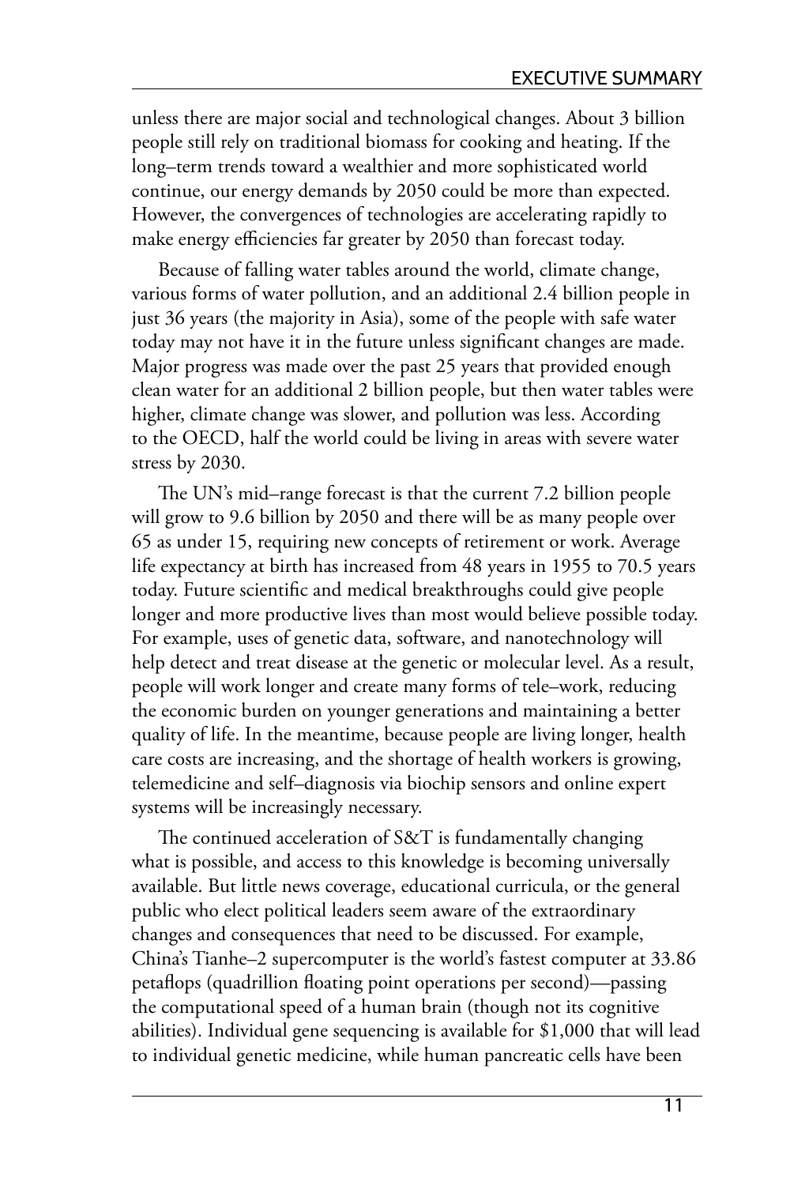unless there are major social and technological changes. About 3 billion people still rely on traditional biomass for cooking and heating. If the long–term trends toward a wealthier and more sophisticated world continue, our energy demands by 2050 could be more than expected. However, the convergences of technologies are accelerating rapidly to make energy efficiencies far greater by 2050 than forecast today.

Because of falling water tables around the world, climate change, various forms of water pollution, and an additional 2.4 billion people in just 36 years (the majority in Asia), some of the people with safe water today may not have it in the future unless significant changes are made. Major progress was made over the past 25 years that provided enough clean water for an additional 2 billion people, but then water tables were higher, climate change was slower, and pollution was less. According to the OECD, half the world could be living in areas with severe water stress by 2030.

The UN's mid–range forecast is that the current 7.2 billion people will grow to 9.6 billion by 2050 and there will be as many people over 65 as under 15, requiring new concepts of retirement or work. Average life expectancy at birth has increased from 48 years in 1955 to 70.5 years today. Future scientific and medical breakthroughs could give people longer and more productive lives than most would believe possible today. For example, uses of genetic data, software, and nanotechnology will help detect and treat disease at the genetic or molecular level. As a result, people will work longer and create many forms of tele–work, reducing the economic burden on younger generations and maintaining a better quality of life. In the meantime, because people are living longer, health care costs are increasing, and the shortage of health workers is growing, telemedicine and self–diagnosis via biochip sensors and online expert systems will be increasingly necessary.

The continued acceleration of S&T is fundamentally changing what is possible, and access to this knowledge is becoming universally available. But little news coverage, educational curricula, or the general public who elect political leaders seem aware of the extraordinary changes and consequences that need to be discussed. For example, China's Tianhe–2 supercomputer is the world's fastest computer at 33.86 petaflops (quadrillion floating point operations per second)—passing the computational speed of a human brain (though not its cognitive abilities). Individual gene sequencing is available for $1,000 that will lead to individual genetic medicine, while human pancreatic cells have been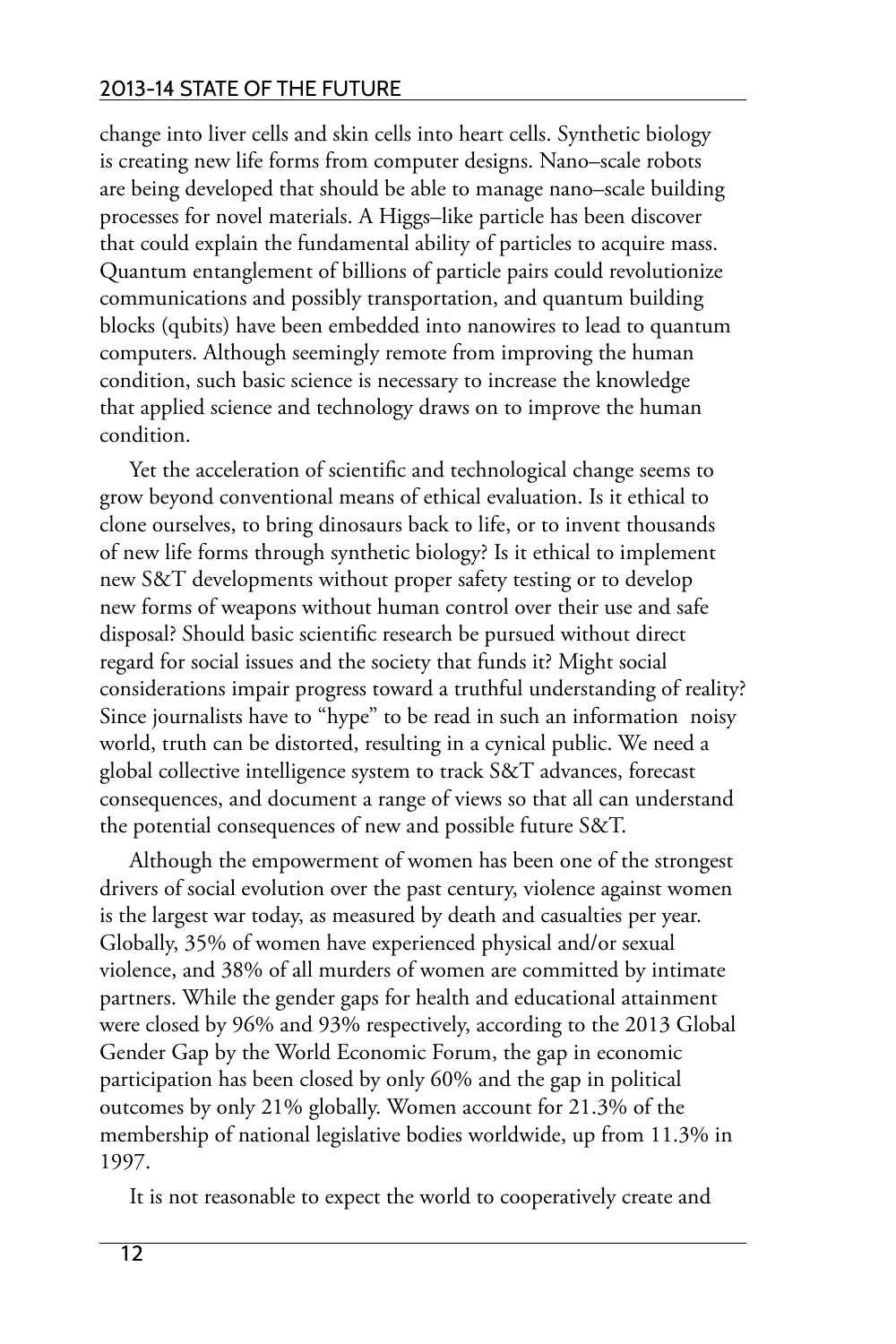change into liver cells and skin cells into heart cells. Synthetic biology is creating new life forms from computer designs. Nano–scale robots are being developed that should be able to manage nano–scale building processes for novel materials. A Higgs–like particle has been discover that could explain the fundamental ability of particles to acquire mass. Quantum entanglement of billions of particle pairs could revolutionize communications and possibly transportation, and quantum building blocks (qubits) have been embedded into nanowires to lead to quantum computers. Although seemingly remote from improving the human condition, such basic science is necessary to increase the knowledge that applied science and technology draws on to improve the human condition.

Yet the acceleration of scientific and technological change seems to grow beyond conventional means of ethical evaluation. Is it ethical to clone ourselves, to bring dinosaurs back to life, or to invent thousands of new life forms through synthetic biology? Is it ethical to implement new S&T developments without proper safety testing or to develop new forms of weapons without human control over their use and safe disposal? Should basic scientific research be pursued without direct regard for social issues and the society that funds it? Might social considerations impair progress toward a truthful understanding of reality? Since journalists have to "hype" to be read in such an information noisy world, truth can be distorted, resulting in a cynical public. We need a global collective intelligence system to track S&T advances, forecast consequences, and document a range of views so that all can understand the potential consequences of new and possible future S&T.

Although the empowerment of women has been one of the strongest drivers of social evolution over the past century, violence against women is the largest war today, as measured by death and casualties per year. Globally, 35% of women have experienced physical and/or sexual violence, and 38% of all murders of women are committed by intimate partners. While the gender gaps for health and educational attainment were closed by 96% and 93% respectively, according to the 2013 Global Gender Gap by the World Economic Forum, the gap in economic participation has been closed by only 60% and the gap in political outcomes by only 21% globally. Women account for 21.3% of the membership of national legislative bodies worldwide, up from 11.3% in 1997.

It is not reasonable to expect the world to cooperatively create and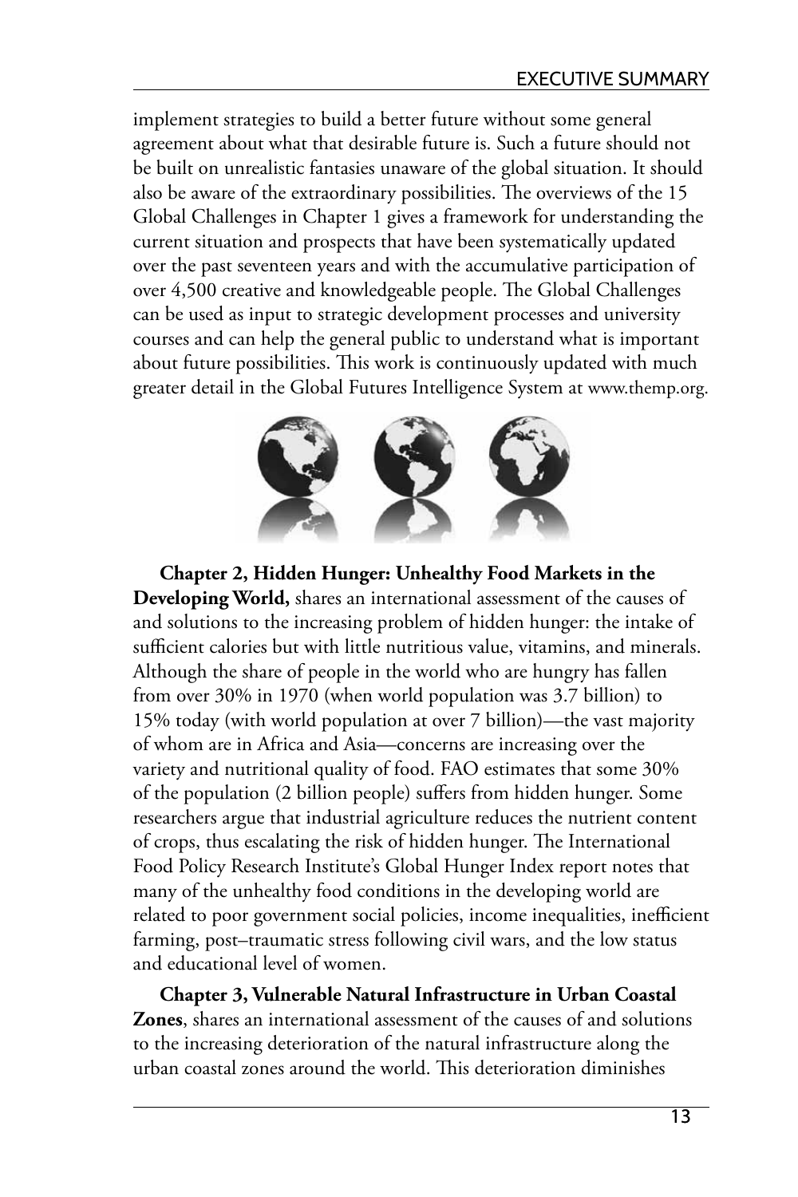implement strategies to build a better future without some general agreement about what that desirable future is. Such a future should not be built on unrealistic fantasies unaware of the global situation. It should also be aware of the extraordinary possibilities. The overviews of the 15 Global Challenges in Chapter 1 gives a framework for understanding the current situation and prospects that have been systematically updated over the past seventeen years and with the accumulative participation of over 4,500 creative and knowledgeable people. The Global Challenges can be used as input to strategic development processes and university courses and can help the general public to understand what is important about future possibilities. This work is continuously updated with much greater detail in the Global Futures Intelligence System at www.themp.org.

**Chapter 2, Hidden Hunger: Unhealthy Food Markets in the Developing World,** shares an international assessment of the causes of and solutions to the increasing problem of hidden hunger: the intake of sufficient calories but with little nutritious value, vitamins, and minerals. Although the share of people in the world who are hungry has fallen from over 30% in 1970 (when world population was 3.7 billion) to 15% today (with world population at over 7 billion)—the vast majority of whom are in Africa and Asia—concerns are increasing over the variety and nutritional quality of food. FAO estimates that some 30% of the population (2 billion people) suffers from hidden hunger. Some researchers argue that industrial agriculture reduces the nutrient content of crops, thus escalating the risk of hidden hunger. The International Food Policy Research Institute's Global Hunger Index report notes that many of the unhealthy food conditions in the developing world are related to poor government social policies, income inequalities, inefficient farming, post–traumatic stress following civil wars, and the low status and educational level of women.

**Chapter 3, Vulnerable Natural Infrastructure in Urban Coastal Zones**, shares an international assessment of the causes of and solutions to the increasing deterioration of the natural infrastructure along the urban coastal zones around the world. This deterioration diminishes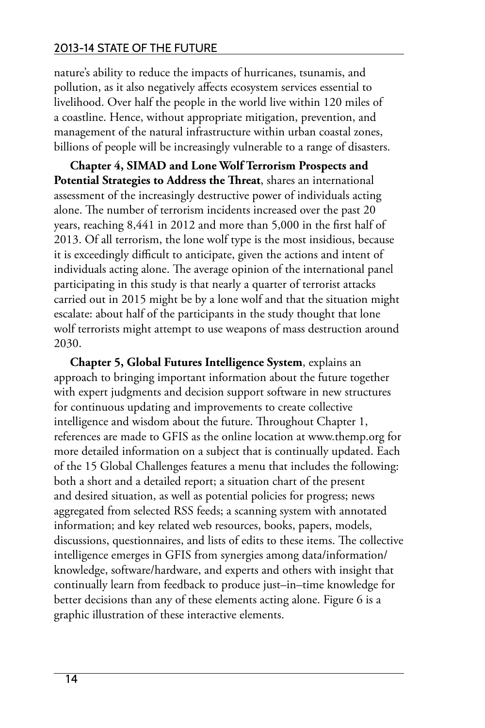nature's ability to reduce the impacts of hurricanes, tsunamis, and pollution, as it also negatively affects ecosystem services essential to livelihood. Over half the people in the world live within 120 miles of a coastline. Hence, without appropriate mitigation, prevention, and management of the natural infrastructure within urban coastal zones, billions of people will be increasingly vulnerable to a range of disasters.

**Chapter 4, SIMAD and Lone Wolf Terrorism Prospects and Potential Strategies to Address the Threat**, shares an international assessment of the increasingly destructive power of individuals acting alone. The number of terrorism incidents increased over the past 20 years, reaching 8,441 in 2012 and more than 5,000 in the first half of 2013. Of all terrorism, the lone wolf type is the most insidious, because it is exceedingly difficult to anticipate, given the actions and intent of individuals acting alone. The average opinion of the international panel participating in this study is that nearly a quarter of terrorist attacks carried out in 2015 might be by a lone wolf and that the situation might escalate: about half of the participants in the study thought that lone wolf terrorists might attempt to use weapons of mass destruction around 2030.

**Chapter 5, Global Futures Intelligence System**, explains an approach to bringing important information about the future together with expert judgments and decision support software in new structures for continuous updating and improvements to create collective intelligence and wisdom about the future. Throughout Chapter 1, references are made to GFIS as the online location at www.themp.org for more detailed information on a subject that is continually updated. Each of the 15 Global Challenges features a menu that includes the following: both a short and a detailed report; a situation chart of the present and desired situation, as well as potential policies for progress; news aggregated from selected RSS feeds; a scanning system with annotated information; and key related web resources, books, papers, models, discussions, questionnaires, and lists of edits to these items. The collective intelligence emerges in GFIS from synergies among data/information/knowledge, software/hardware, and experts and others with insight that continually learn from feedback to produce just–in–time knowledge for better decisions than any of these elements acting alone. Figure 6 is a graphic illustration of these interactive elements.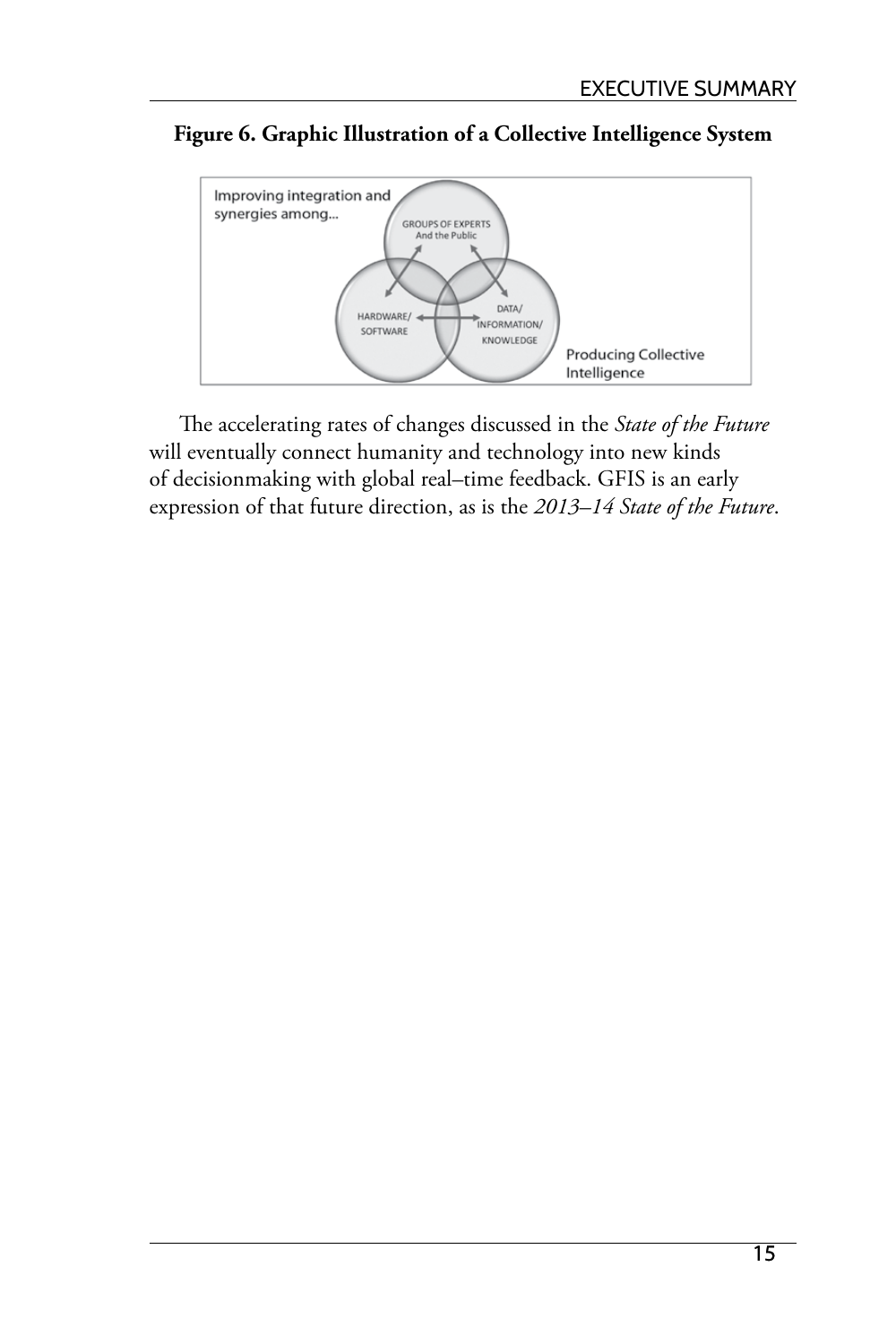**Figure 6. Graphic Illustration of a Collective Intelligence System**

Improving integration and synergies among...

GROUPS OF EXPERTS And the Public

HARDWARE/ SOFTWARE

DATA/ INFORMATION/ KNOWLEDGE

Producing Collective Intelligence

The accelerating rates of changes discussed in the *State of the Future* will eventually connect humanity and technology into new kinds of decisionmaking with global real–time feedback. GFIS is an early expression of that future direction, as is the *2013–14 State of the Future*.